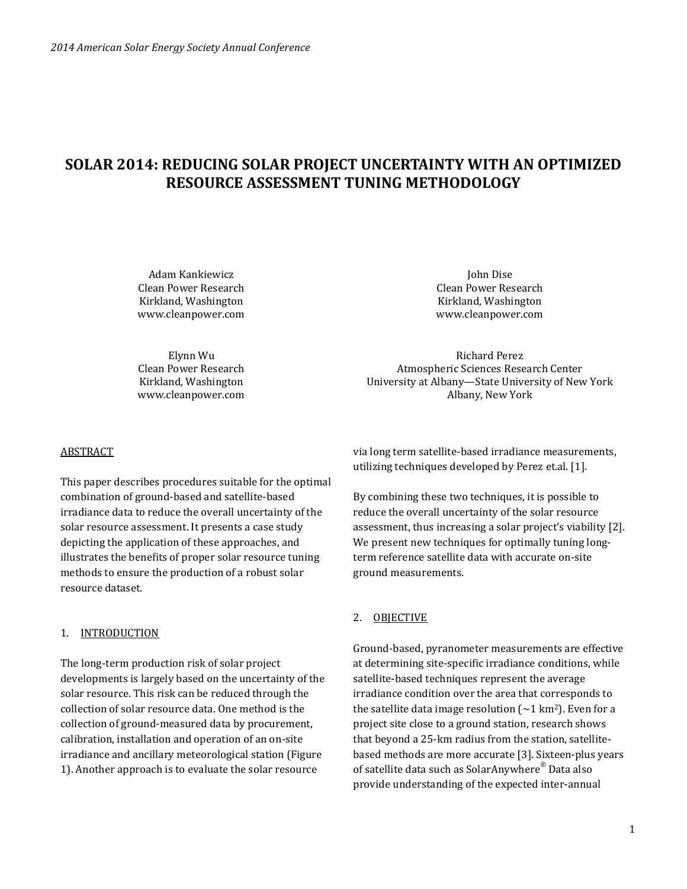# SOLAR 2014: REDUCING SOLAR PROJECT UNCERTAINTY WITH AN OPTIMIZED RESOURCE ASSESSMENT TUNING METHODOLOGY

Adam Kankiewicz
Clean Power Research
Kirkland, Washington
www.cleanpower.com

John Dise
Clean Power Research
Kirkland, Washington
www.cleanpower.com

Elynn Wu
Clean Power Research
Kirkland, Washington
www.cleanpower.com

Richard Perez
Atmospheric Sciences Research Center
University at Albany—State University of New York
Albany, New York

## ABSTRACT

This paper describes procedures suitable for the optimal combination of ground-based and satellite-based irradiance data to reduce the overall uncertainty of the solar resource assessment. It presents a case study depicting the application of these approaches, and illustrates the benefits of proper solar resource tuning methods to ensure the production of a robust solar resource dataset.

## 1. INTRODUCTION

The long-term production risk of solar project developments is largely based on the uncertainty of the solar resource. This risk can be reduced through the collection of solar resource data. One method is the collection of ground-measured data by procurement, calibration, installation and operation of an on-site irradiance and ancillary meteorological station (Figure 1). Another approach is to evaluate the solar resource via long term satellite-based irradiance measurements, utilizing techniques developed by Perez et.al. [1].

By combining these two techniques, it is possible to reduce the overall uncertainty of the solar resource assessment, thus increasing a solar project's viability [2]. We present new techniques for optimally tuning long-term reference satellite data with accurate on-site ground measurements.

## 2. OBJECTIVE

Ground-based, pyranometer measurements are effective at determining site-specific irradiance conditions, while satellite-based techniques represent the average irradiance condition over the area that corresponds to the satellite data image resolution (~1 km$^2$). Even for a project site close to a ground station, research shows that beyond a 25-km radius from the station, satellite-based methods are more accurate [3]. Sixteen-plus years of satellite data such as SolarAnywhere® Data also provide understanding of the expected inter-annual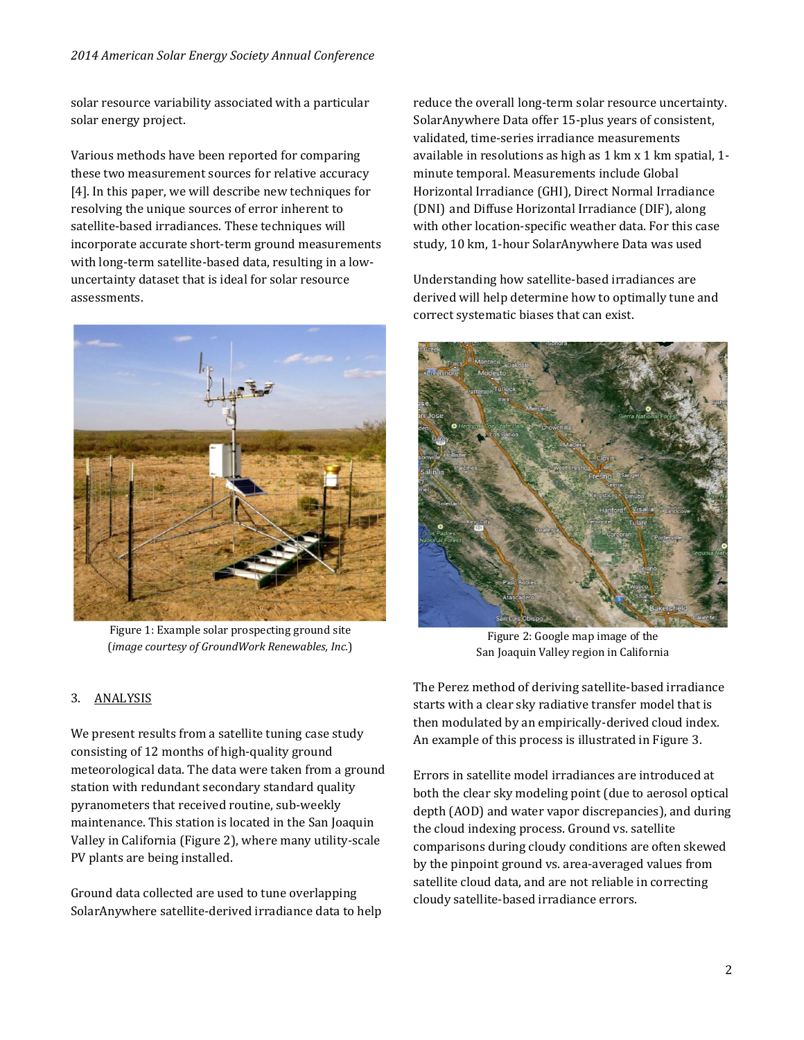solar resource variability associated with a particular solar energy project.

Various methods have been reported for comparing these two measurement sources for relative accuracy [4]. In this paper, we will describe new techniques for resolving the unique sources of error inherent to satellite-based irradiances. These techniques will incorporate accurate short-term ground measurements with long-term satellite-based data, resulting in a low-uncertainty dataset that is ideal for solar resource assessments.

Figure 1: Example solar prospecting ground site (*image courtesy of GroundWork Renewables, Inc.*)

## 3. ANALYSIS

We present results from a satellite tuning case study consisting of 12 months of high-quality ground meteorological data. The data were taken from a ground station with redundant secondary standard quality pyranometers that received routine, sub-weekly maintenance. This station is located in the San Joaquin Valley in California (Figure 2), where many utility-scale PV plants are being installed.

Ground data collected are used to tune overlapping SolarAnywhere satellite-derived irradiance data to help reduce the overall long-term solar resource uncertainty. SolarAnywhere Data offer 15-plus years of consistent, validated, time-series irradiance measurements available in resolutions as high as 1 km x 1 km spatial, 1-minute temporal. Measurements include Global Horizontal Irradiance (GHI), Direct Normal Irradiance (DNI) and Diffuse Horizontal Irradiance (DIF), along with other location-specific weather data. For this case study, 10 km, 1-hour SolarAnywhere Data was used

Understanding how satellite-based irradiances are derived will help determine how to optimally tune and correct systematic biases that can exist.

Figure 2: Google map image of the San Joaquin Valley region in California

The Perez method of deriving satellite-based irradiance starts with a clear sky radiative transfer model that is then modulated by an empirically-derived cloud index. An example of this process is illustrated in Figure 3.

Errors in satellite model irradiances are introduced at both the clear sky modeling point (due to aerosol optical depth (AOD) and water vapor discrepancies), and during the cloud indexing process. Ground vs. satellite comparisons during cloudy conditions are often skewed by the pinpoint ground vs. area-averaged values from satellite cloud data, and are not reliable in correcting cloudy satellite-based irradiance errors.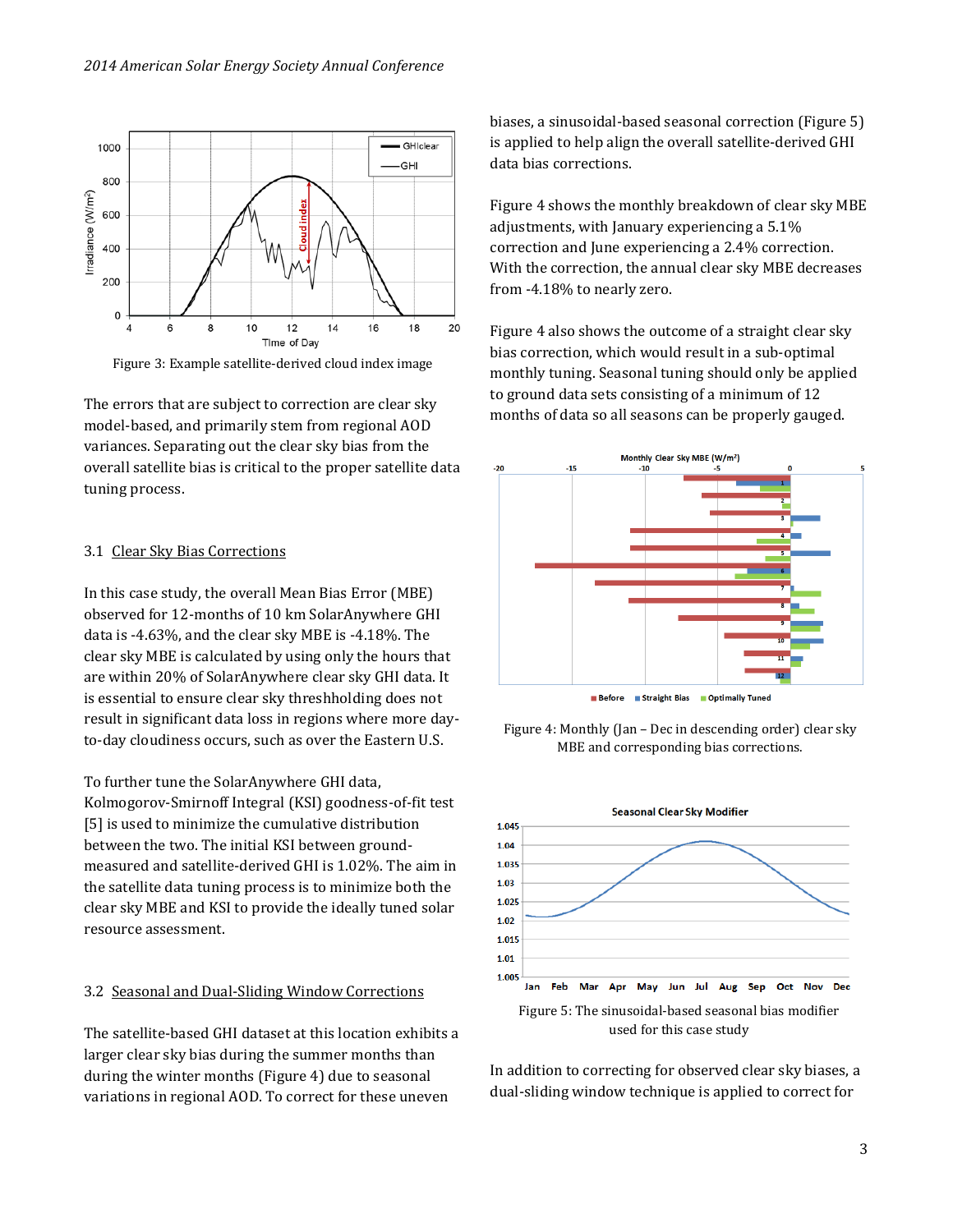Figure 3: Example satellite-derived cloud index image

The errors that are subject to correction are clear sky model-based, and primarily stem from regional AOD variances. Separating out the clear sky bias from the overall satellite bias is critical to the proper satellite data tuning process.

### 3.1 Clear Sky Bias Corrections

In this case study, the overall Mean Bias Error (MBE) observed for 12-months of 10 km SolarAnywhere GHI data is -4.63%, and the clear sky MBE is -4.18%. The clear sky MBE is calculated by using only the hours that are within 20% of SolarAnywhere clear sky GHI data. It is essential to ensure clear sky threshholding does not result in significant data loss in regions where more day-to-day cloudiness occurs, such as over the Eastern U.S.

To further tune the SolarAnywhere GHI data, Kolmogorov-Smirnoff Integral (KSI) goodness-of-fit test [5] is used to minimize the cumulative distribution between the two. The initial KSI between ground-measured and satellite-derived GHI is 1.02%. The aim in the satellite data tuning process is to minimize both the clear sky MBE and KSI to provide the ideally tuned solar resource assessment.

### 3.2 Seasonal and Dual-Sliding Window Corrections

The satellite-based GHI dataset at this location exhibits a larger clear sky bias during the summer months than during the winter months (Figure 4) due to seasonal variations in regional AOD. To correct for these uneven biases, a sinusoidal-based seasonal correction (Figure 5) is applied to help align the overall satellite-derived GHI data bias corrections.

Figure 4 shows the monthly breakdown of clear sky MBE adjustments, with January experiencing a 5.1% correction and June experiencing a 2.4% correction. With the correction, the annual clear sky MBE decreases from -4.18% to nearly zero.

Figure 4 also shows the outcome of a straight clear sky bias correction, which would result in a sub-optimal monthly tuning. Seasonal tuning should only be applied to ground data sets consisting of a minimum of 12 months of data so all seasons can be properly gauged.

Figure 4: Monthly (Jan – Dec in descending order) clear sky MBE and corresponding bias corrections.

Figure 5: The sinusoidal-based seasonal bias modifier used for this case study

In addition to correcting for observed clear sky biases, a dual-sliding window technique is applied to correct for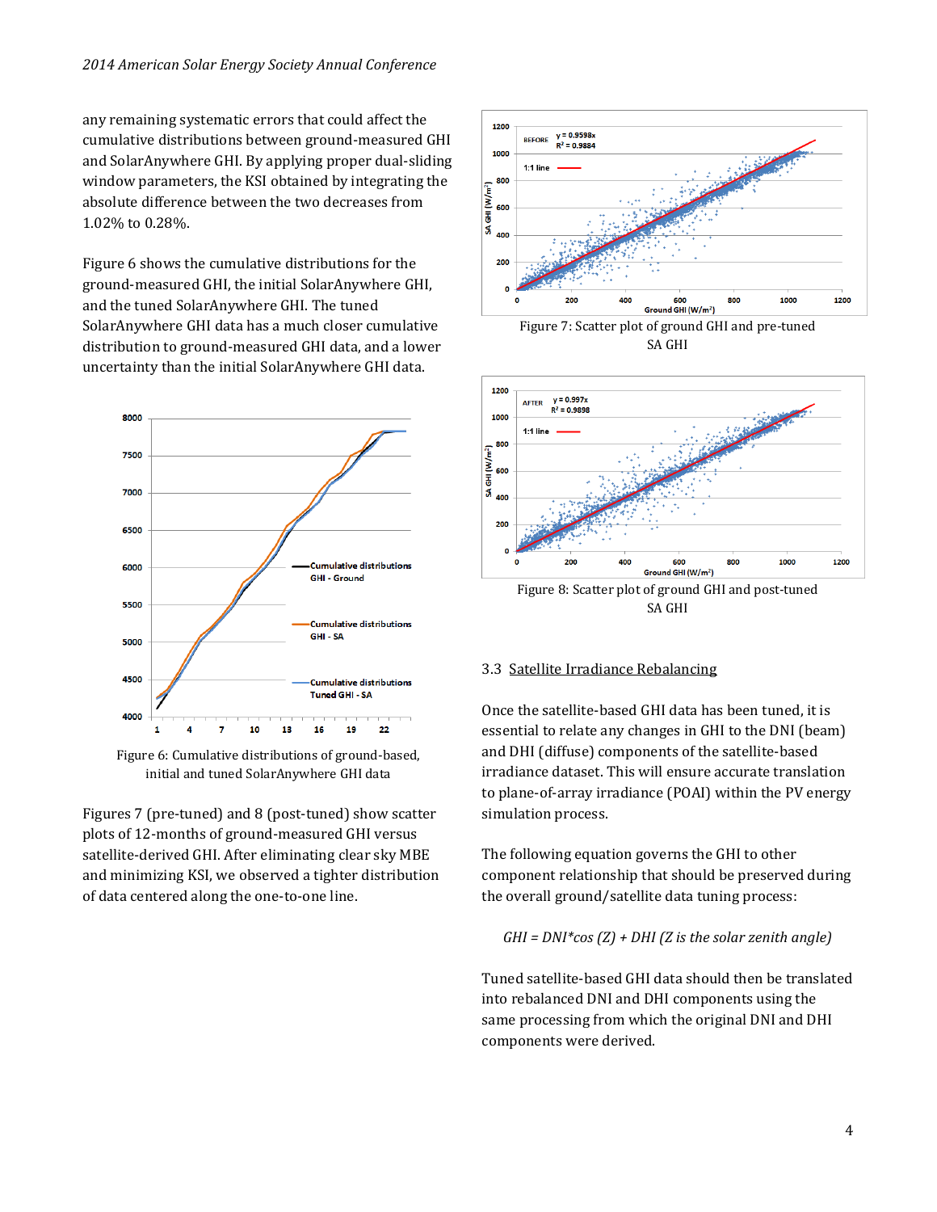any remaining systematic errors that could affect the cumulative distributions between ground-measured GHI and SolarAnywhere GHI. By applying proper dual-sliding window parameters, the KSI obtained by integrating the absolute difference between the two decreases from 1.02% to 0.28%.

Figure 6 shows the cumulative distributions for the ground-measured GHI, the initial SolarAnywhere GHI, and the tuned SolarAnywhere GHI. The tuned SolarAnywhere GHI data has a much closer cumulative distribution to ground-measured GHI data, and a lower uncertainty than the initial SolarAnywhere GHI data.

Figure 6: Cumulative distributions of ground-based, initial and tuned SolarAnywhere GHI data

Figures 7 (pre-tuned) and 8 (post-tuned) show scatter plots of 12-months of ground-measured GHI versus satellite-derived GHI. After eliminating clear sky MBE and minimizing KSI, we observed a tighter distribution of data centered along the one-to-one line.

Figure 7: Scatter plot of ground GHI and pre-tuned SA GHI

Figure 8: Scatter plot of ground GHI and post-tuned SA GHI

### 3.3 Satellite Irradiance Rebalancing

Once the satellite-based GHI data has been tuned, it is essential to relate any changes in GHI to the DNI (beam) and DHI (diffuse) components of the satellite-based irradiance dataset. This will ensure accurate translation to plane-of-array irradiance (POAI) within the PV energy simulation process.

The following equation governs the GHI to other component relationship that should be preserved during the overall ground/satellite data tuning process:

$$GHI = DNI \cdot \cos(Z) + DHI \quad (Z \text{ is the solar zenith angle})$$

Tuned satellite-based GHI data should then be translated into rebalanced DNI and DHI components using the same processing from which the original DNI and DHI components were derived.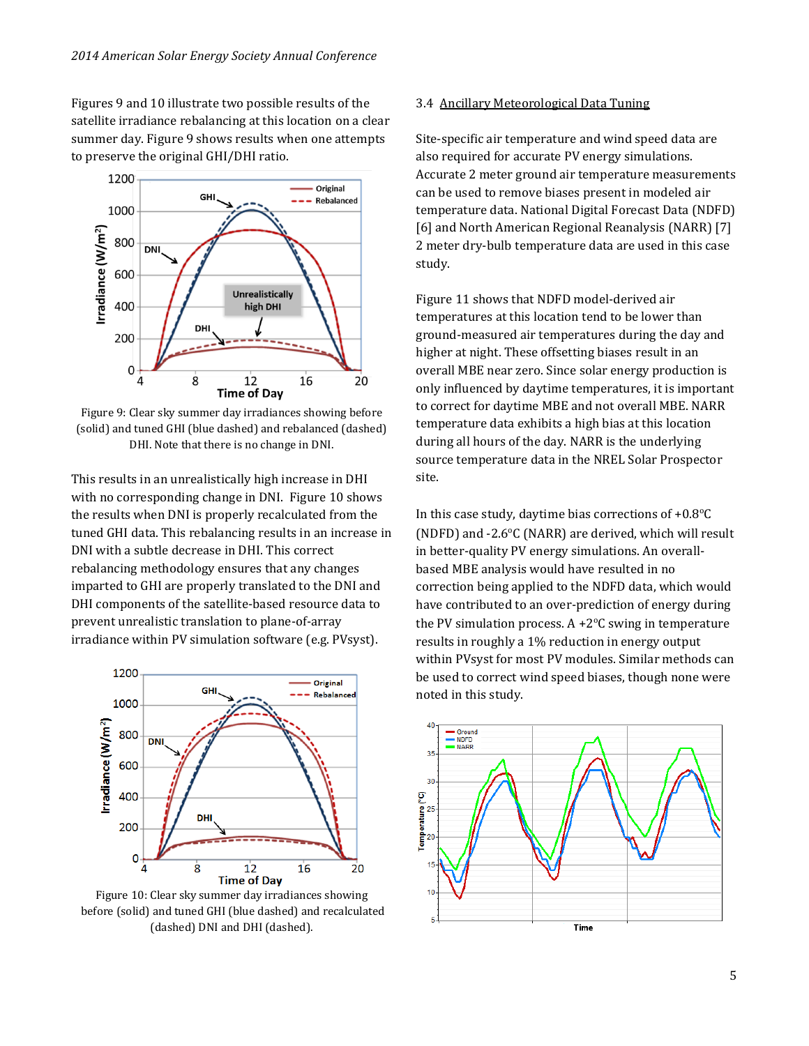Figures 9 and 10 illustrate two possible results of the satellite irradiance rebalancing at this location on a clear summer day. Figure 9 shows results when one attempts to preserve the original GHI/DHI ratio.

Figure 9: Clear sky summer day irradiances showing before (solid) and tuned GHI (blue dashed) and rebalanced (dashed) DHI. Note that there is no change in DNI.

This results in an unrealistically high increase in DHI with no corresponding change in DNI. Figure 10 shows the results when DNI is properly recalculated from the tuned GHI data. This rebalancing results in an increase in DNI with a subtle decrease in DHI. This correct rebalancing methodology ensures that any changes imparted to GHI are properly translated to the DNI and DHI components of the satellite-based resource data to prevent unrealistic translation to plane-of-array irradiance within PV simulation software (e.g. PVsyst).

Figure 10: Clear sky summer day irradiances showing before (solid) and tuned GHI (blue dashed) and recalculated (dashed) DNI and DHI (dashed).

### 3.4 Ancillary Meteorological Data Tuning

Site-specific air temperature and wind speed data are also required for accurate PV energy simulations. Accurate 2 meter ground air temperature measurements can be used to remove biases present in modeled air temperature data. National Digital Forecast Data (NDFD) [6] and North American Regional Reanalysis (NARR) [7] 2 meter dry-bulb temperature data are used in this case study.

Figure 11 shows that NDFD model-derived air temperatures at this location tend to be lower than ground-measured air temperatures during the day and higher at night. These offsetting biases result in an overall MBE near zero. Since solar energy production is only influenced by daytime temperatures, it is important to correct for daytime MBE and not overall MBE. NARR temperature data exhibits a high bias at this location during all hours of the day. NARR is the underlying source temperature data in the NREL Solar Prospector site.

In this case study, daytime bias corrections of +0.8°C (NDFD) and -2.6°C (NARR) are derived, which will result in better-quality PV energy simulations. An overall-based MBE analysis would have resulted in no correction being applied to the NDFD data, which would have contributed to an over-prediction of energy during the PV simulation process. A +2°C swing in temperature results in roughly a 1% reduction in energy output within PVsyst for most PV modules. Similar methods can be used to correct wind speed biases, though none were noted in this study.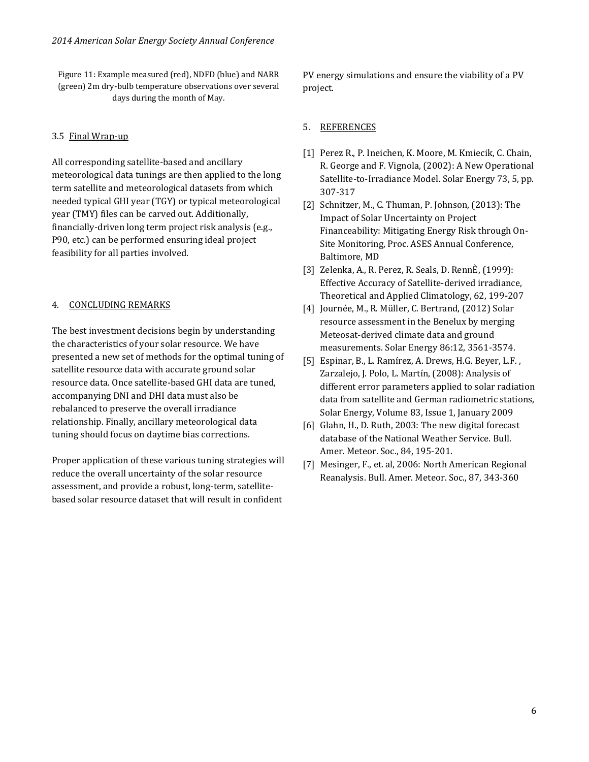Figure 11: Example measured (red), NDFD (blue) and NARR (green) 2m dry-bulb temperature observations over several days during the month of May.

### 3.5 Final Wrap-up

All corresponding satellite-based and ancillary meteorological data tunings are then applied to the long term satellite and meteorological datasets from which needed typical GHI year (TGY) or typical meteorological year (TMY) files can be carved out. Additionally, financially-driven long term project risk analysis (e.g., P90, etc.) can be performed ensuring ideal project feasibility for all parties involved.

## 4. CONCLUDING REMARKS

The best investment decisions begin by understanding the characteristics of your solar resource. We have presented a new set of methods for the optimal tuning of satellite resource data with accurate ground solar resource data. Once satellite-based GHI data are tuned, accompanying DNI and DHI data must also be rebalanced to preserve the overall irradiance relationship. Finally, ancillary meteorological data tuning should focus on daytime bias corrections.

Proper application of these various tuning strategies will reduce the overall uncertainty of the solar resource assessment, and provide a robust, long-term, satellite-based solar resource dataset that will result in confident PV energy simulations and ensure the viability of a PV project.

## 5. REFERENCES

[1] Perez R., P. Ineichen, K. Moore, M. Kmiecik, C. Chain, R. George and F. Vignola, (2002): A New Operational Satellite-to-Irradiance Model. Solar Energy 73, 5, pp. 307-317

[2] Schnitzer, M., C. Thuman, P. Johnson, (2013): The Impact of Solar Uncertainty on Project Financeability: Mitigating Energy Risk through On-Site Monitoring, Proc. ASES Annual Conference, Baltimore, MD

[3] Zelenka, A., R. Perez, R. Seals, D. RennÈ, (1999): Effective Accuracy of Satellite-derived irradiance, Theoretical and Applied Climatology, 62, 199-207

[4] Journée, M., R. Müller, C. Bertrand, (2012) Solar resource assessment in the Benelux by merging Meteosat-derived climate data and ground measurements. Solar Energy 86:12, 3561-3574.

[5] Espinar, B., L. Ramírez, A. Drews, H.G. Beyer, L.F. , Zarzalejo, J. Polo, L. Martín, (2008): Analysis of different error parameters applied to solar radiation data from satellite and German radiometric stations, Solar Energy, Volume 83, Issue 1, January 2009

[6] Glahn, H., D. Ruth, 2003: The new digital forecast database of the National Weather Service. Bull. Amer. Meteor. Soc., 84, 195-201.

[7] Mesinger, F., et. al, 2006: North American Regional Reanalysis. Bull. Amer. Meteor. Soc., 87, 343-360